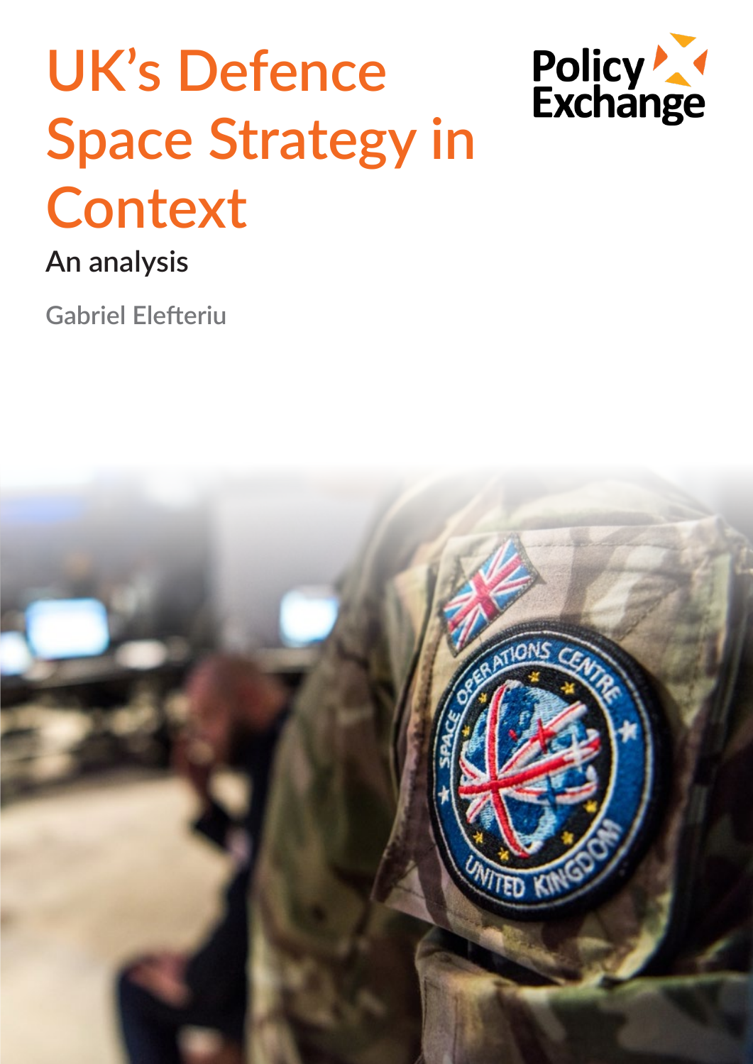# UK's Defence Space Strategy in Context

## An analysis

Gabriel Elefteriu

Policy Exchange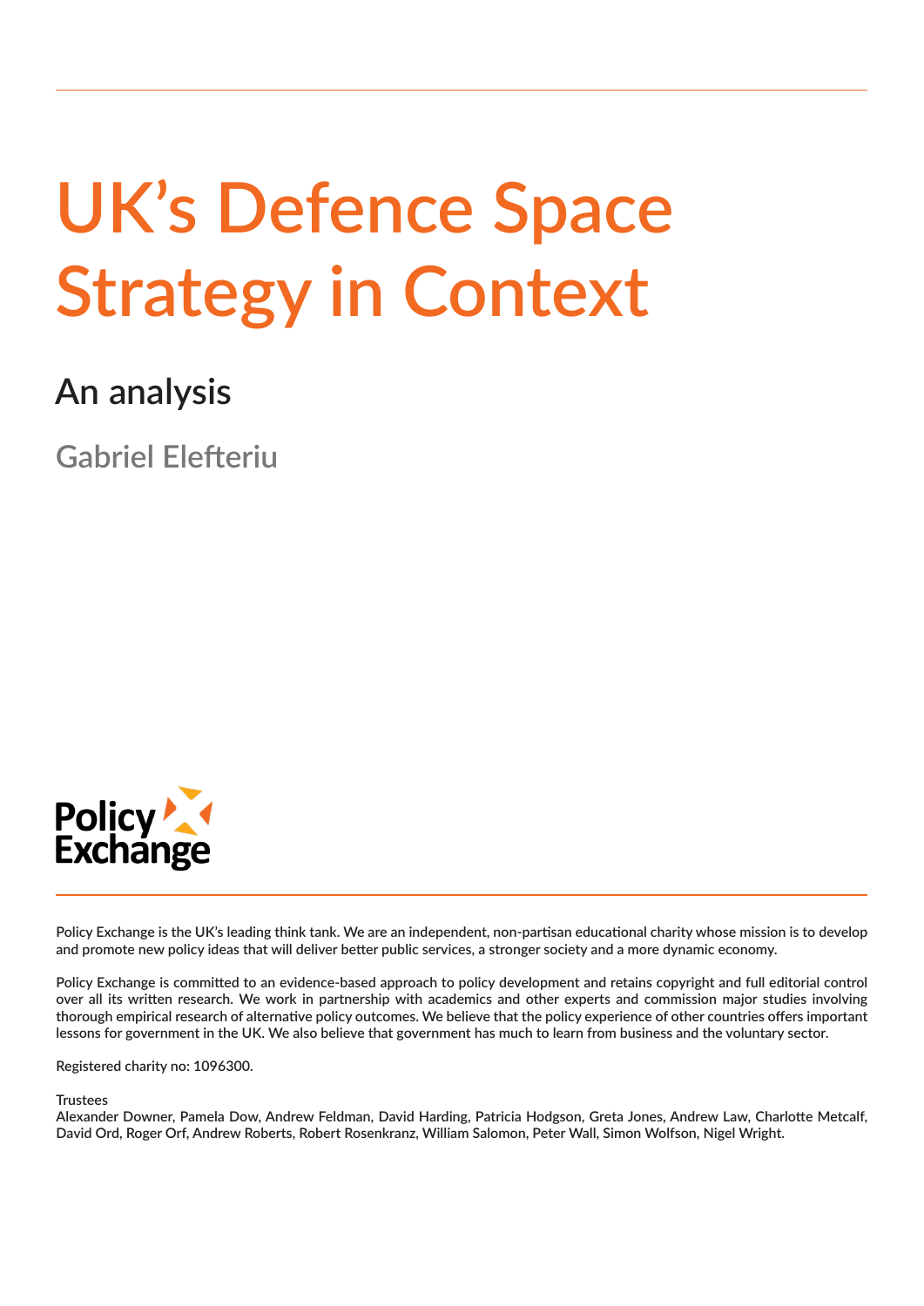# UK's Defence Space Strategy in Context

## An analysis

Gabriel Elefteriu

Policy Exchange

Policy Exchange is the UK's leading think tank. We are an independent, non-partisan educational charity whose mission is to develop and promote new policy ideas that will deliver better public services, a stronger society and a more dynamic economy.

Policy Exchange is committed to an evidence-based approach to policy development and retains copyright and full editorial control over all its written research. We work in partnership with academics and other experts and commission major studies involving thorough empirical research of alternative policy outcomes. We believe that the policy experience of other countries offers important lessons for government in the UK. We also believe that government has much to learn from business and the voluntary sector.

Registered charity no: 1096300.

Trustees

Alexander Downer, Pamela Dow, Andrew Feldman, David Harding, Patricia Hodgson, Greta Jones, Andrew Law, Charlotte Metcalf, David Ord, Roger Orf, Andrew Roberts, Robert Rosenkranz, William Salomon, Peter Wall, Simon Wolfson, Nigel Wright.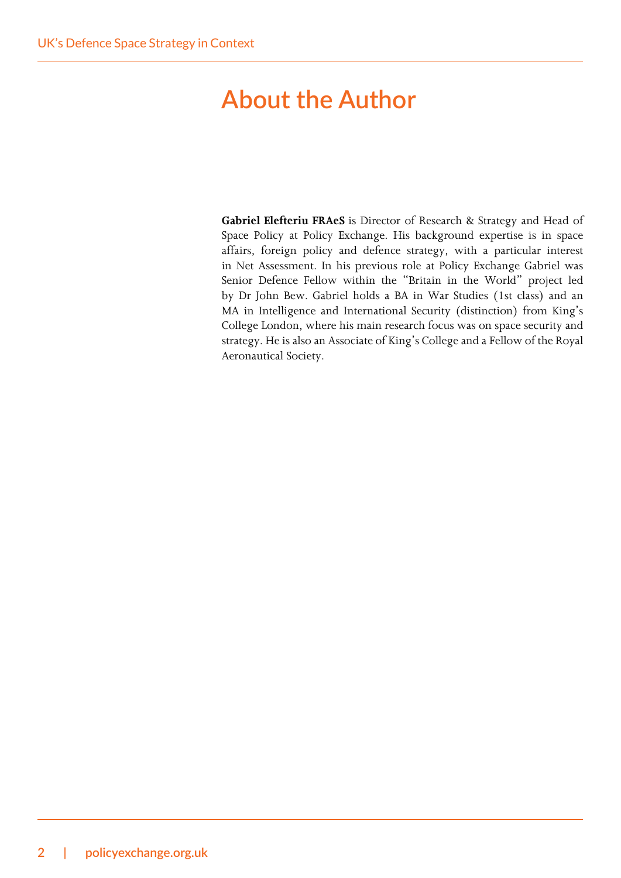# About the Author

**Gabriel Elefteriu FRAeS** is Director of Research & Strategy and Head of Space Policy at Policy Exchange. His background expertise is in space affairs, foreign policy and defence strategy, with a particular interest in Net Assessment. In his previous role at Policy Exchange Gabriel was Senior Defence Fellow within the "Britain in the World" project led by Dr John Bew. Gabriel holds a BA in War Studies (1st class) and an MA in Intelligence and International Security (distinction) from King's College London, where his main research focus was on space security and strategy. He is also an Associate of King's College and a Fellow of the Royal Aeronautical Society.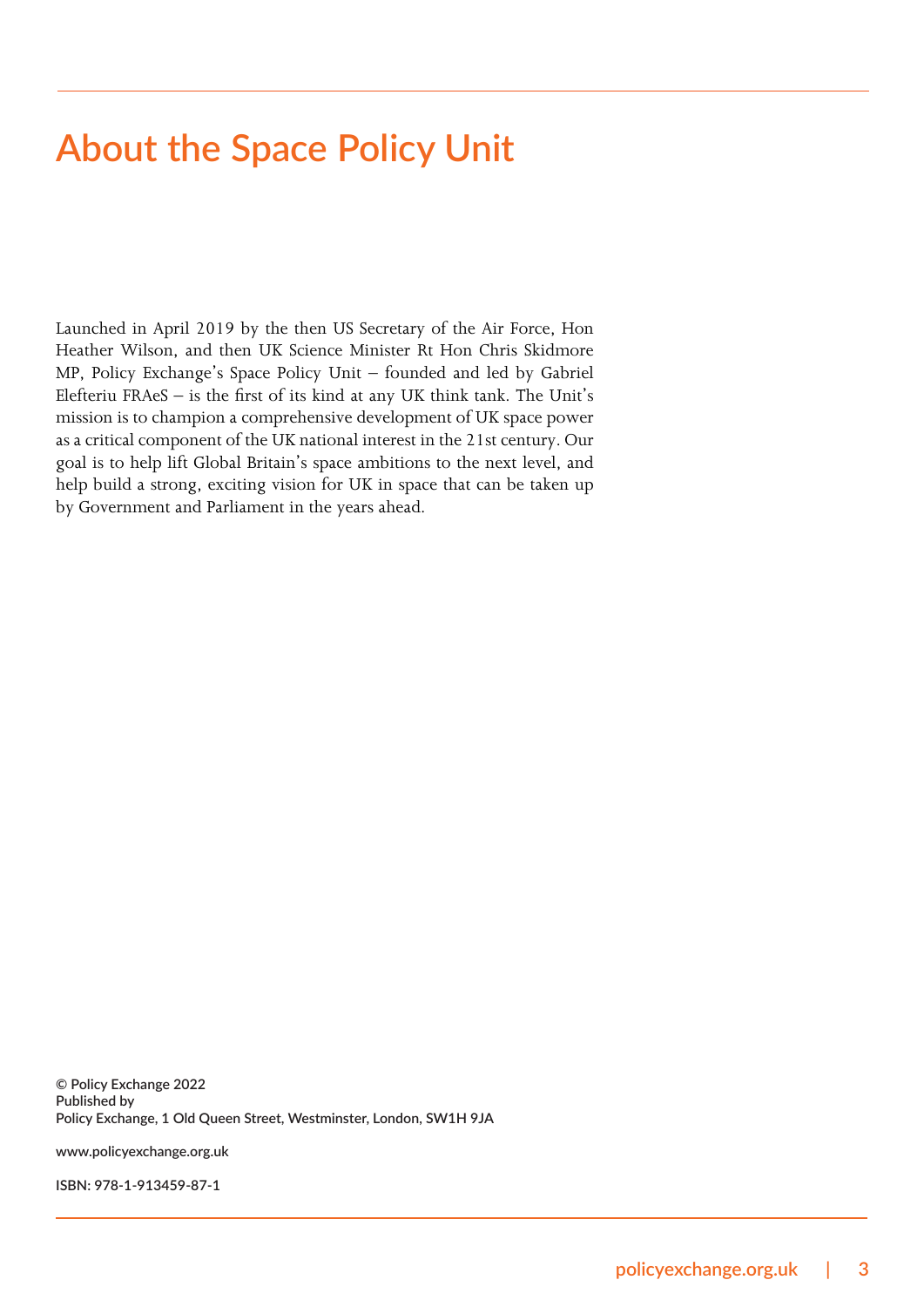# About the Space Policy Unit

Launched in April 2019 by the then US Secretary of the Air Force, Hon Heather Wilson, and then UK Science Minister Rt Hon Chris Skidmore MP, Policy Exchange's Space Policy Unit – founded and led by Gabriel Elefteriu FRAeS – is the first of its kind at any UK think tank. The Unit's mission is to champion a comprehensive development of UK space power as a critical component of the UK national interest in the 21st century. Our goal is to help lift Global Britain's space ambitions to the next level, and help build a strong, exciting vision for UK in space that can be taken up by Government and Parliament in the years ahead.

**© Policy Exchange 2022**
**Published by**
**Policy Exchange, 1 Old Queen Street, Westminster, London, SW1H 9JA**

**www.policyexchange.org.uk**

**ISBN: 978-1-913459-87-1**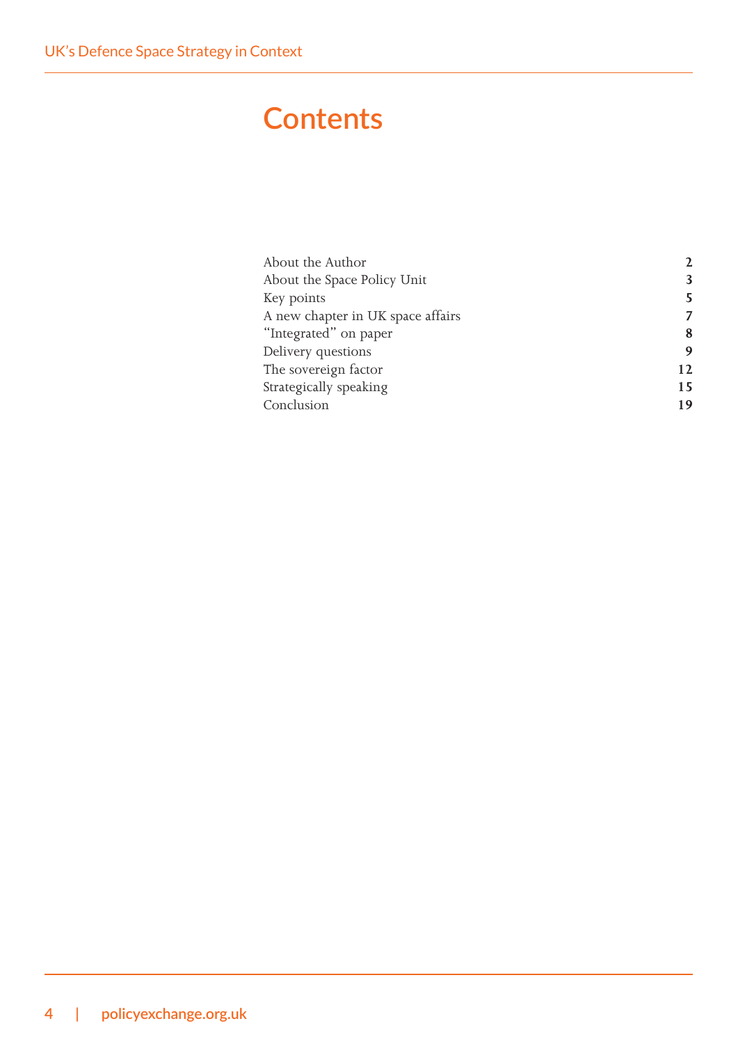# Contents

| | |
|---|---|
| About the Author | **2** |
| About the Space Policy Unit | **3** |
| Key points | **5** |
| A new chapter in UK space affairs | **7** |
| "Integrated" on paper | **8** |
| Delivery questions | **9** |
| The sovereign factor | **12** |
| Strategically speaking | **15** |
| Conclusion | **19** |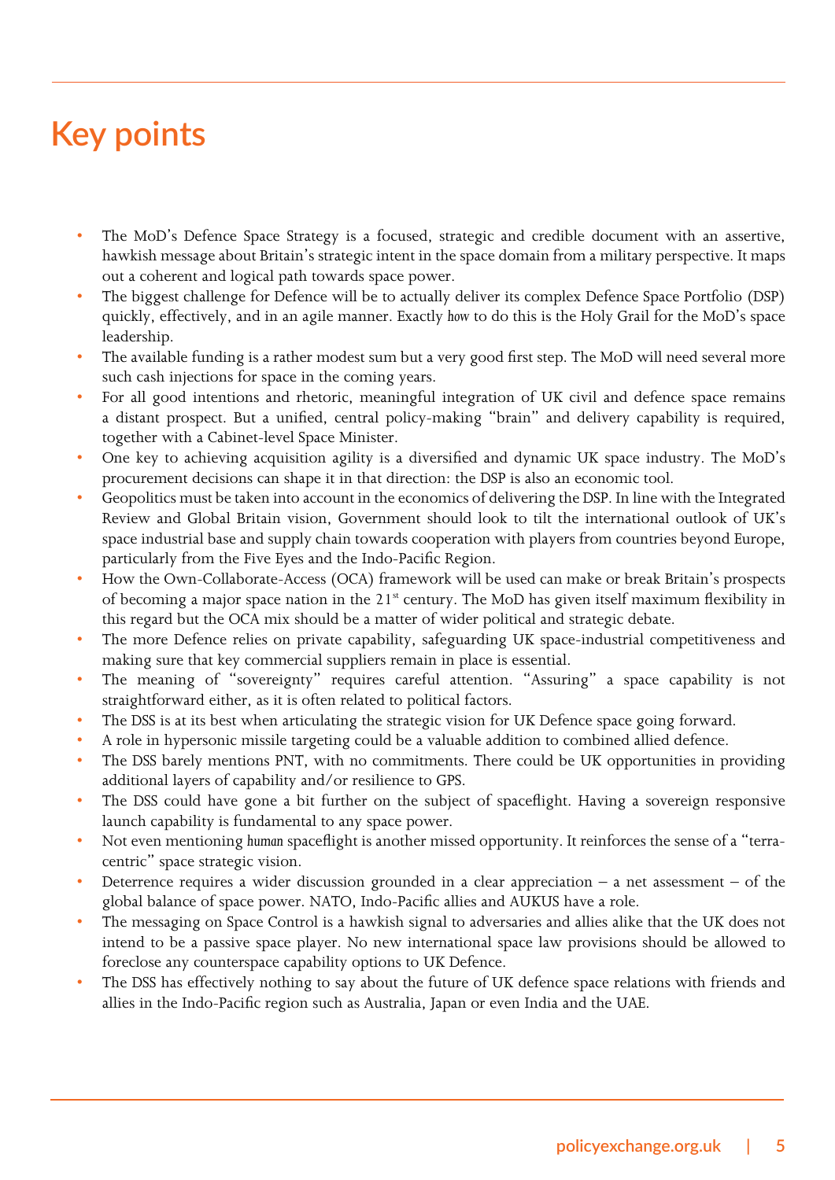# Key points

- The MoD's Defence Space Strategy is a focused, strategic and credible document with an assertive, hawkish message about Britain's strategic intent in the space domain from a military perspective. It maps out a coherent and logical path towards space power.
- The biggest challenge for Defence will be to actually deliver its complex Defence Space Portfolio (DSP) quickly, effectively, and in an agile manner. Exactly *how* to do this is the Holy Grail for the MoD's space leadership.
- The available funding is a rather modest sum but a very good first step. The MoD will need several more such cash injections for space in the coming years.
- For all good intentions and rhetoric, meaningful integration of UK civil and defence space remains a distant prospect. But a unified, central policy-making "brain" and delivery capability is required, together with a Cabinet-level Space Minister.
- One key to achieving acquisition agility is a diversified and dynamic UK space industry. The MoD's procurement decisions can shape it in that direction: the DSP is also an economic tool.
- Geopolitics must be taken into account in the economics of delivering the DSP. In line with the Integrated Review and Global Britain vision, Government should look to tilt the international outlook of UK's space industrial base and supply chain towards cooperation with players from countries beyond Europe, particularly from the Five Eyes and the Indo-Pacific Region.
- How the Own-Collaborate-Access (OCA) framework will be used can make or break Britain's prospects of becoming a major space nation in the 21st century. The MoD has given itself maximum flexibility in this regard but the OCA mix should be a matter of wider political and strategic debate.
- The more Defence relies on private capability, safeguarding UK space-industrial competitiveness and making sure that key commercial suppliers remain in place is essential.
- The meaning of "sovereignty" requires careful attention. "Assuring" a space capability is not straightforward either, as it is often related to political factors.
- The DSS is at its best when articulating the strategic vision for UK Defence space going forward.
- A role in hypersonic missile targeting could be a valuable addition to combined allied defence.
- The DSS barely mentions PNT, with no commitments. There could be UK opportunities in providing additional layers of capability and/or resilience to GPS.
- The DSS could have gone a bit further on the subject of spaceflight. Having a sovereign responsive launch capability is fundamental to any space power.
- Not even mentioning *human* spaceflight is another missed opportunity. It reinforces the sense of a "terra-centric" space strategic vision.
- Deterrence requires a wider discussion grounded in a clear appreciation – a net assessment – of the global balance of space power. NATO, Indo-Pacific allies and AUKUS have a role.
- The messaging on Space Control is a hawkish signal to adversaries and allies alike that the UK does not intend to be a passive space player. No new international space law provisions should be allowed to foreclose any counterspace capability options to UK Defence.
- The DSS has effectively nothing to say about the future of UK defence space relations with friends and allies in the Indo-Pacific region such as Australia, Japan or even India and the UAE.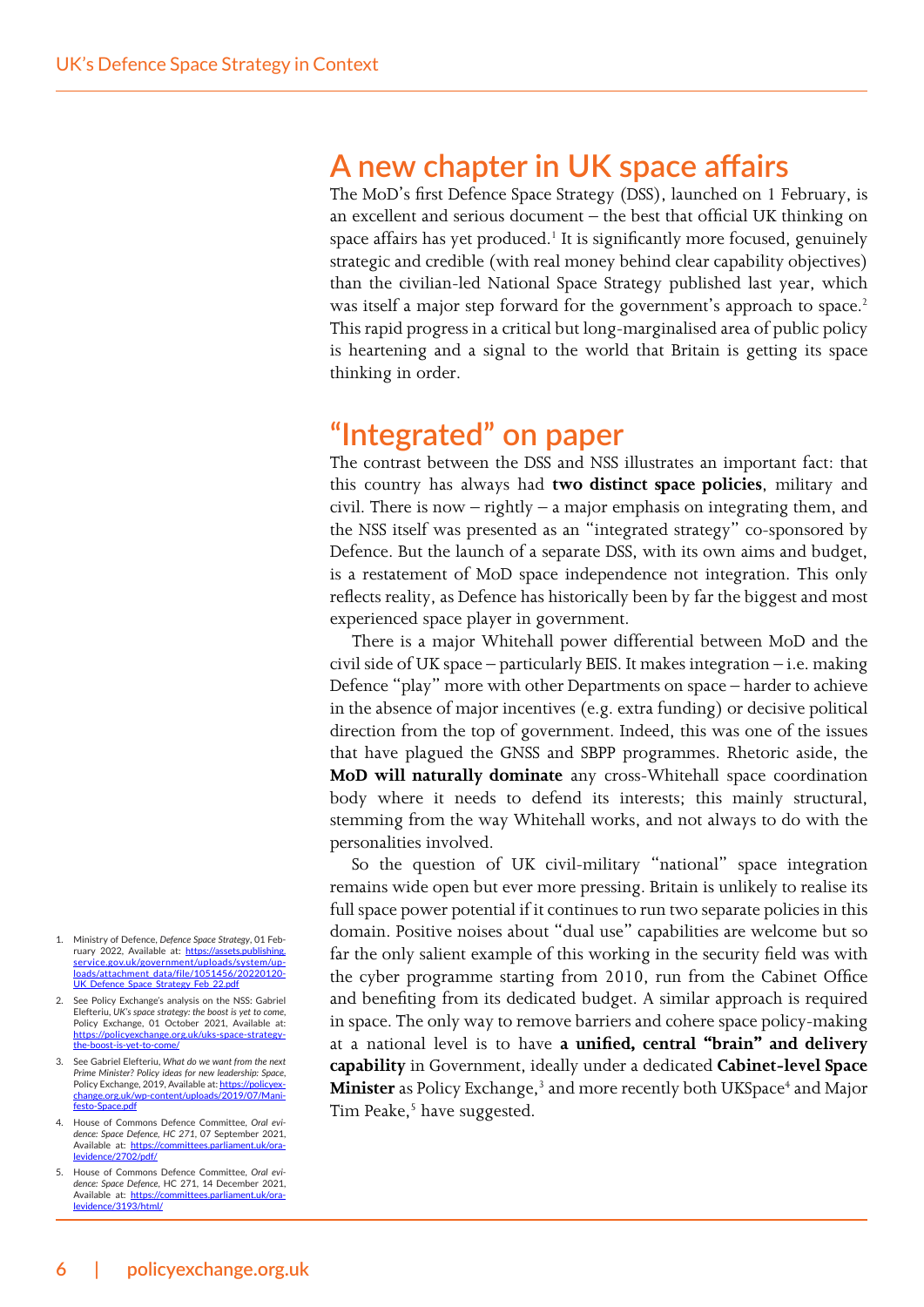## A new chapter in UK space affairs

The MoD's first Defence Space Strategy (DSS), launched on 1 February, is an excellent and serious document – the best that official UK thinking on space affairs has yet produced.[1] It is significantly more focused, genuinely strategic and credible (with real money behind clear capability objectives) than the civilian-led National Space Strategy published last year, which was itself a major step forward for the government's approach to space.[2] This rapid progress in a critical but long-marginalised area of public policy is heartening and a signal to the world that Britain is getting its space thinking in order.

## "Integrated" on paper

The contrast between the DSS and NSS illustrates an important fact: that this country has always had **two distinct space policies**, military and civil. There is now – rightly – a major emphasis on integrating them, and the NSS itself was presented as an "integrated strategy" co-sponsored by Defence. But the launch of a separate DSS, with its own aims and budget, is a restatement of MoD space independence not integration. This only reflects reality, as Defence has historically been by far the biggest and most experienced space player in government.

There is a major Whitehall power differential between MoD and the civil side of UK space – particularly BEIS. It makes integration – i.e. making Defence "play" more with other Departments on space – harder to achieve in the absence of major incentives (e.g. extra funding) or decisive political direction from the top of government. Indeed, this was one of the issues that have plagued the GNSS and SBPP programmes. Rhetoric aside, the **MoD will naturally dominate** any cross-Whitehall space coordination body where it needs to defend its interests; this mainly structural, stemming from the way Whitehall works, and not always to do with the personalities involved.

So the question of UK civil-military "national" space integration remains wide open but ever more pressing. Britain is unlikely to realise its full space power potential if it continues to run two separate policies in this domain. Positive noises about "dual use" capabilities are welcome but so far the only salient example of this working in the security field was with the cyber programme starting from 2010, run from the Cabinet Office and benefiting from its dedicated budget. A similar approach is required in space. The only way to remove barriers and cohere space policy-making at a national level is to have **a unified, central "brain" and delivery capability** in Government, ideally under a dedicated **Cabinet-level Space Minister** as Policy Exchange,[3] and more recently both UKSpace[4] and Major Tim Peake,[5] have suggested.

1. Ministry of Defence, *Defence Space Strategy*, 01 February 2022, Available at: https://assets.publishing.service.gov.uk/government/uploads/system/uploads/attachment_data/file/1051456/20220120-UK_Defence_Space_Strategy_Feb_22.pdf
2. See Policy Exchange's analysis on the NSS: Gabriel Elefteriu, *UK's space strategy: the boost is yet to come*, Policy Exchange, 01 October 2021, Available at: https://policyexchange.org.uk/uks-space-strategy-the-boost-is-yet-to-come/
3. See Gabriel Elefteriu, *What do we want from the next Prime Minister? Policy ideas for new leadership: Space*, Policy Exchange, 2019, Available at: https://policyexchange.org.uk/wp-content/uploads/2019/07/Manifesto-Space.pdf
4. House of Commons Defence Committee, *Oral evidence: Space Defence, HC 271*, 07 September 2021, Available at: https://committees.parliament.uk/oralevidence/2702/pdf/
5. House of Commons Defence Committee, *Oral evidence: Space Defence*, HC 271, 14 December 2021, Available at: https://committees.parliament.uk/oralevidence/3193/html/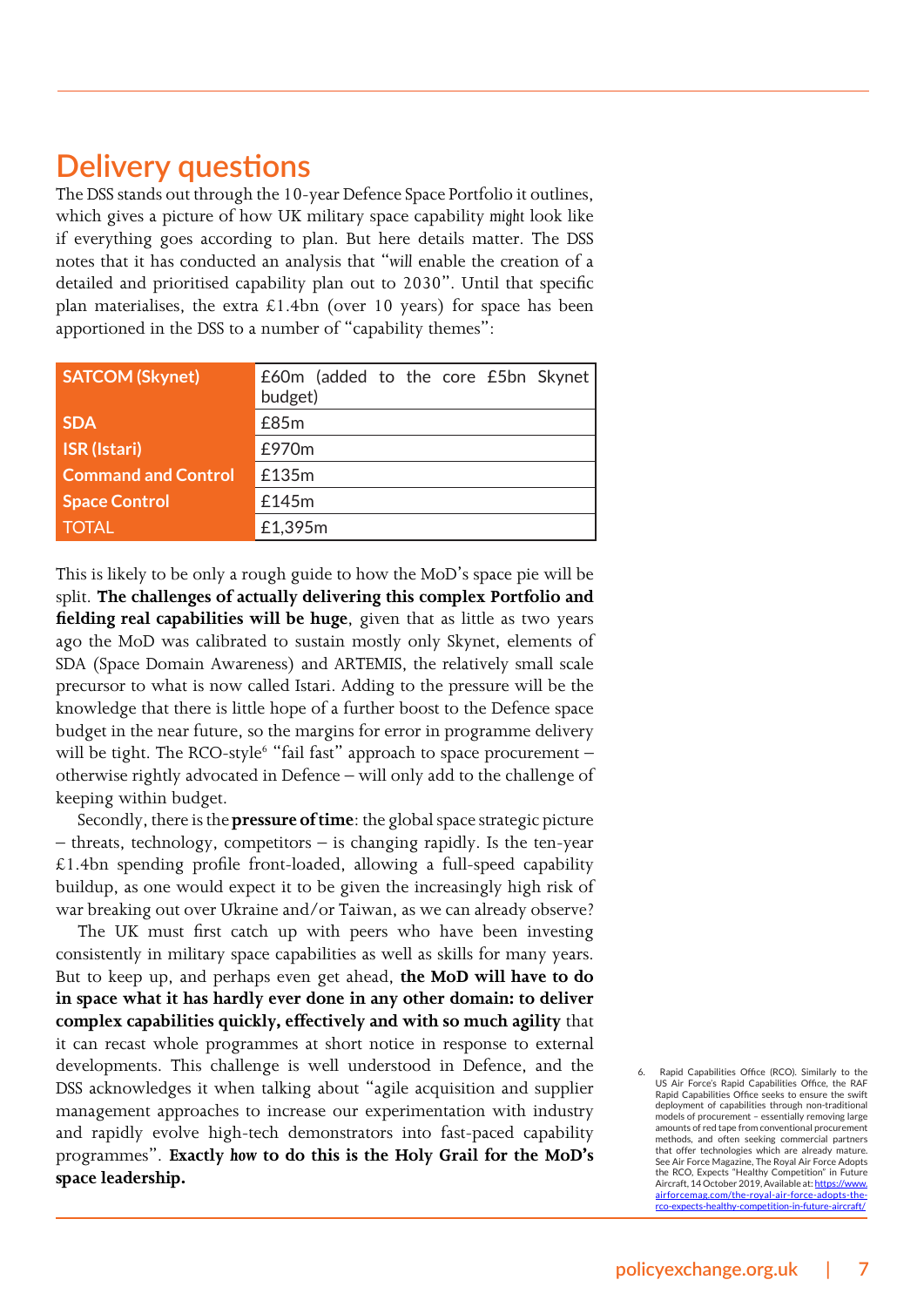## Delivery questions

The DSS stands out through the 10-year Defence Space Portfolio it outlines, which gives a picture of how UK military space capability *might* look like if everything goes according to plan. But here details matter. The DSS notes that it has conducted an analysis that "*will* enable the creation of a detailed and prioritised capability plan out to 2030". Until that specific plan materialises, the extra £1.4bn (over 10 years) for space has been apportioned in the DSS to a number of "capability themes":

| | |
|---|---|
| **SATCOM (Skynet)** | £60m (added to the core £5bn Skynet budget) |
| **SDA** | £85m |
| **ISR (Istari)** | £970m |
| **Command and Control** | £135m |
| **Space Control** | £145m |
| TOTAL | £1,395m |

This is likely to be only a rough guide to how the MoD's space pie will be split. **The challenges of actually delivering this complex Portfolio and fielding real capabilities will be huge**, given that as little as two years ago the MoD was calibrated to sustain mostly only Skynet, elements of SDA (Space Domain Awareness) and ARTEMIS, the relatively small scale precursor to what is now called Istari. Adding to the pressure will be the knowledge that there is little hope of a further boost to the Defence space budget in the near future, so the margins for error in programme delivery will be tight. The RCO-style[6] "fail fast" approach to space procurement – otherwise rightly advocated in Defence – will only add to the challenge of keeping within budget.

Secondly, there is the **pressure of time**: the global space strategic picture – threats, technology, competitors – is changing rapidly. Is the ten-year £1.4bn spending profile front-loaded, allowing a full-speed capability buildup, as one would expect it to be given the increasingly high risk of war breaking out over Ukraine and/or Taiwan, as we can already observe?

The UK must first catch up with peers who have been investing consistently in military space capabilities as well as skills for many years. But to keep up, and perhaps even get ahead, **the MoD will have to do in space what it has hardly ever done in any other domain: to deliver complex capabilities quickly, effectively and with so much agility** that it can recast whole programmes at short notice in response to external developments. This challenge is well understood in Defence, and the DSS acknowledges it when talking about "agile acquisition and supplier management approaches to increase our experimentation with industry and rapidly evolve high-tech demonstrators into fast-paced capability programmes". **Exactly *how* to do this is the Holy Grail for the MoD's space leadership.**

6. Rapid Capabilities Office (RCO). Similarly to the US Air Force's Rapid Capabilities Office, the RAF Rapid Capabilities Office seeks to ensure the swift deployment of capabilities through non-traditional models of procurement – essentially removing large amounts of red tape from conventional procurement methods, and often seeking commercial partners that offer technologies which are already mature. See Air Force Magazine, The Royal Air Force Adopts the RCO, Expects "Healthy Competition" in Future Aircraft, 14 October 2019, Available at: https://www.airforcemag.com/the-royal-air-force-adopts-the-rco-expects-healthy-competition-in-future-aircraft/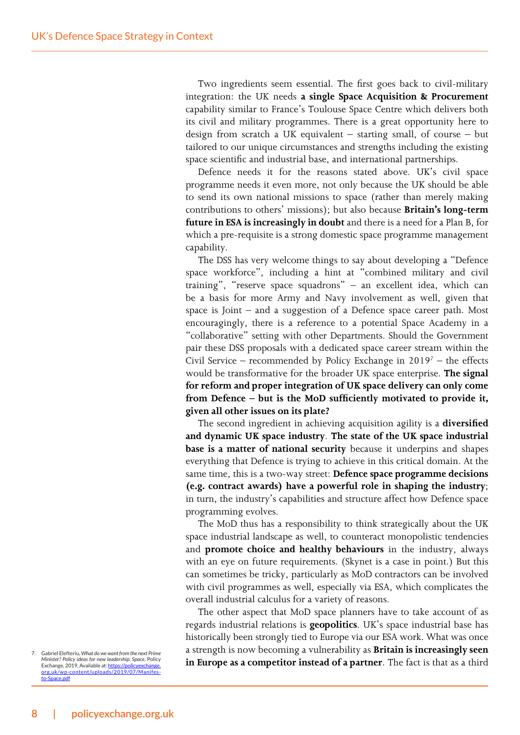Two ingredients seem essential. The first goes back to civil-military integration: the UK needs **a single Space Acquisition & Procurement** capability similar to France's Toulouse Space Centre which delivers both its civil and military programmes. There is a great opportunity here to design from scratch a UK equivalent – starting small, of course – but tailored to our unique circumstances and strengths including the existing space scientific and industrial base, and international partnerships.

Defence needs it for the reasons stated above. UK's civil space programme needs it even more, not only because the UK should be able to send its own national missions to space (rather than merely making contributions to others' missions); but also because **Britain's long-term future in ESA is increasingly in doubt** and there is a need for a Plan B, for which a pre-requisite is a strong domestic space programme management capability.

The DSS has very welcome things to say about developing a "Defence space workforce", including a hint at "combined military and civil training", "reserve space squadrons" – an excellent idea, which can be a basis for more Army and Navy involvement as well, given that space is Joint – and a suggestion of a Defence space career path. Most encouragingly, there is a reference to a potential Space Academy in a "collaborative" setting with other Departments. Should the Government pair these DSS proposals with a dedicated space career stream within the Civil Service – recommended by Policy Exchange in 2019[7] – the effects would be transformative for the broader UK space enterprise. **The signal for reform and proper integration of UK space delivery can only come from Defence – but is the MoD sufficiently motivated to provide it, given all other issues on its plate?**

The second ingredient in achieving acquisition agility is a **diversified and dynamic UK space industry**. **The state of the UK space industrial base is a matter of national security** because it underpins and shapes everything that Defence is trying to achieve in this critical domain. At the same time, this is a two-way street: **Defence space programme decisions (e.g. contract awards) have a powerful role in shaping the industry**; in turn, the industry's capabilities and structure affect how Defence space programming evolves.

The MoD thus has a responsibility to think strategically about the UK space industrial landscape as well, to counteract monopolistic tendencies and **promote choice and healthy behaviours** in the industry, always with an eye on future requirements. (Skynet is a case in point.) But this can sometimes be tricky, particularly as MoD contractors can be involved with civil programmes as well, especially via ESA, which complicates the overall industrial calculus for a variety of reasons.

The other aspect that MoD space planners have to take account of as regards industrial relations is **geopolitics**. UK's space industrial base has historically been strongly tied to Europe via our ESA work. What was once a strength is now becoming a vulnerability as **Britain is increasingly seen in Europe as a competitor instead of a partner**. The fact is that as a third

7. Gabriel Elefteriu, *What do we want from the next Prime Minister? Policy ideas for new leadership: Space*, Policy Exchange, 2019, Available at: https://policyexchange.org.uk/wp-content/uploads/2019/07/Manifes-to-Space.pdf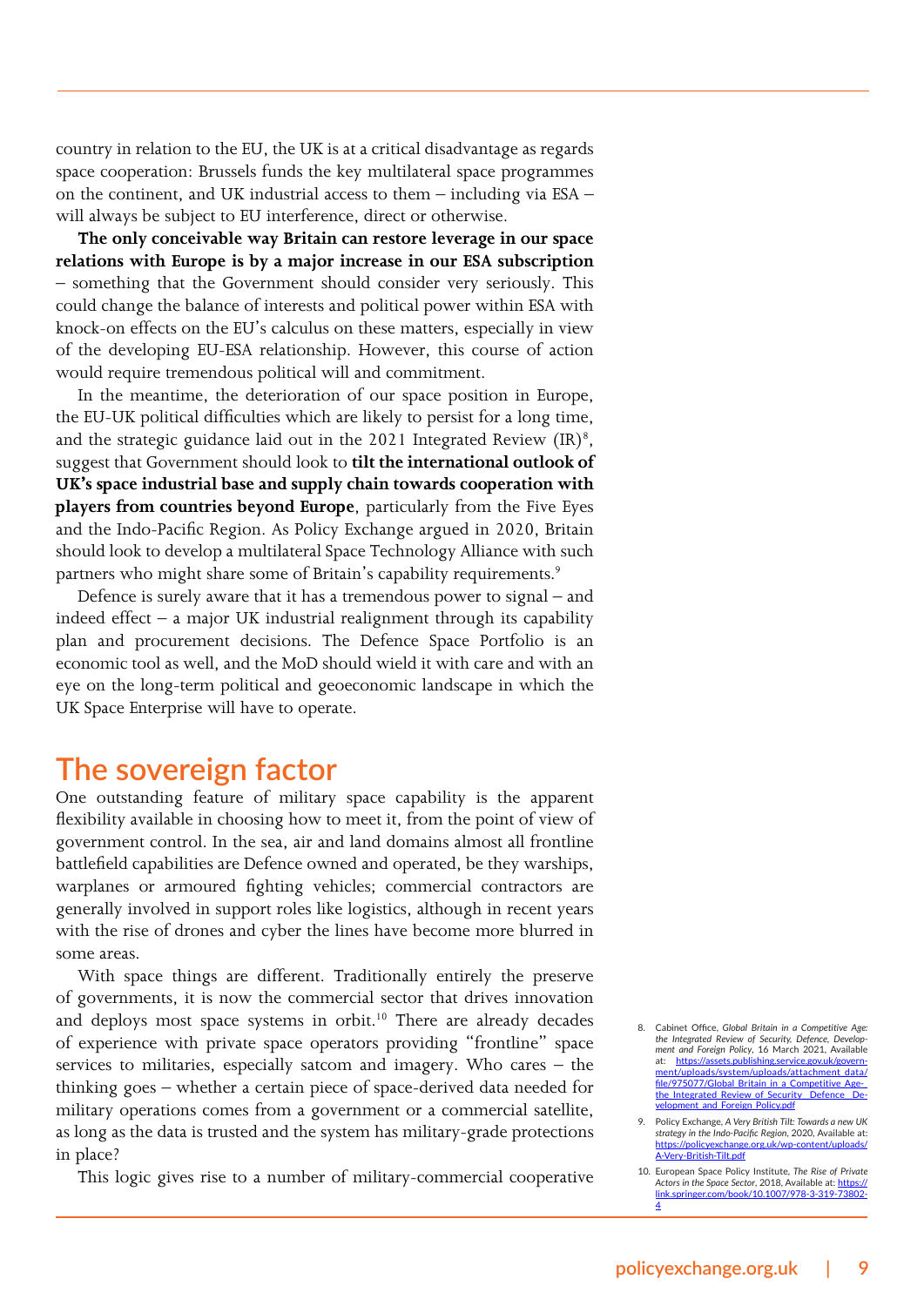country in relation to the EU, the UK is at a critical disadvantage as regards space cooperation: Brussels funds the key multilateral space programmes on the continent, and UK industrial access to them – including via ESA – will always be subject to EU interference, direct or otherwise.

**The only conceivable way Britain can restore leverage in our space relations with Europe is by a major increase in our ESA subscription** – something that the Government should consider very seriously. This could change the balance of interests and political power within ESA with knock-on effects on the EU's calculus on these matters, especially in view of the developing EU-ESA relationship. However, this course of action would require tremendous political will and commitment.

In the meantime, the deterioration of our space position in Europe, the EU-UK political difficulties which are likely to persist for a long time, and the strategic guidance laid out in the 2021 Integrated Review (IR)[8], suggest that Government should look to **tilt the international outlook of UK's space industrial base and supply chain towards cooperation with players from countries beyond Europe**, particularly from the Five Eyes and the Indo-Pacific Region. As Policy Exchange argued in 2020, Britain should look to develop a multilateral Space Technology Alliance with such partners who might share some of Britain's capability requirements.[9]

Defence is surely aware that it has a tremendous power to signal – and indeed effect – a major UK industrial realignment through its capability plan and procurement decisions. The Defence Space Portfolio is an economic tool as well, and the MoD should wield it with care and with an eye on the long-term political and geoeconomic landscape in which the UK Space Enterprise will have to operate.

## The sovereign factor

One outstanding feature of military space capability is the apparent flexibility available in choosing how to meet it, from the point of view of government control. In the sea, air and land domains almost all frontline battlefield capabilities are Defence owned and operated, be they warships, warplanes or armoured fighting vehicles; commercial contractors are generally involved in support roles like logistics, although in recent years with the rise of drones and cyber the lines have become more blurred in some areas.

With space things are different. Traditionally entirely the preserve of governments, it is now the commercial sector that drives innovation and deploys most space systems in orbit.[10] There are already decades of experience with private space operators providing "frontline" space services to militaries, especially satcom and imagery. Who cares – the thinking goes – whether a certain piece of space-derived data needed for military operations comes from a government or a commercial satellite, as long as the data is trusted and the system has military-grade protections in place?

This logic gives rise to a number of military-commercial cooperative

8. Cabinet Office, *Global Britain in a Competitive Age: the Integrated Review of Security, Defence, Development and Foreign Policy*, 16 March 2021, Available at: https://assets.publishing.service.gov.uk/government/uploads/system/uploads/attachment_data/file/975077/Global_Britain_in_a_Competitive_Age-_the_Integrated_Review_of_Security__Defence__Development_and_Foreign_Policy.pdf
9. Policy Exchange, *A Very British Tilt: Towards a new UK strategy in the Indo-Pacific Region*, 2020, Available at: https://policyexchange.org.uk/wp-content/uploads/A-Very-British-Tilt.pdf
10. European Space Policy Institute, *The Rise of Private Actors in the Space Sector*, 2018, Available at: https://link.springer.com/book/10.1007/978-3-319-73802-4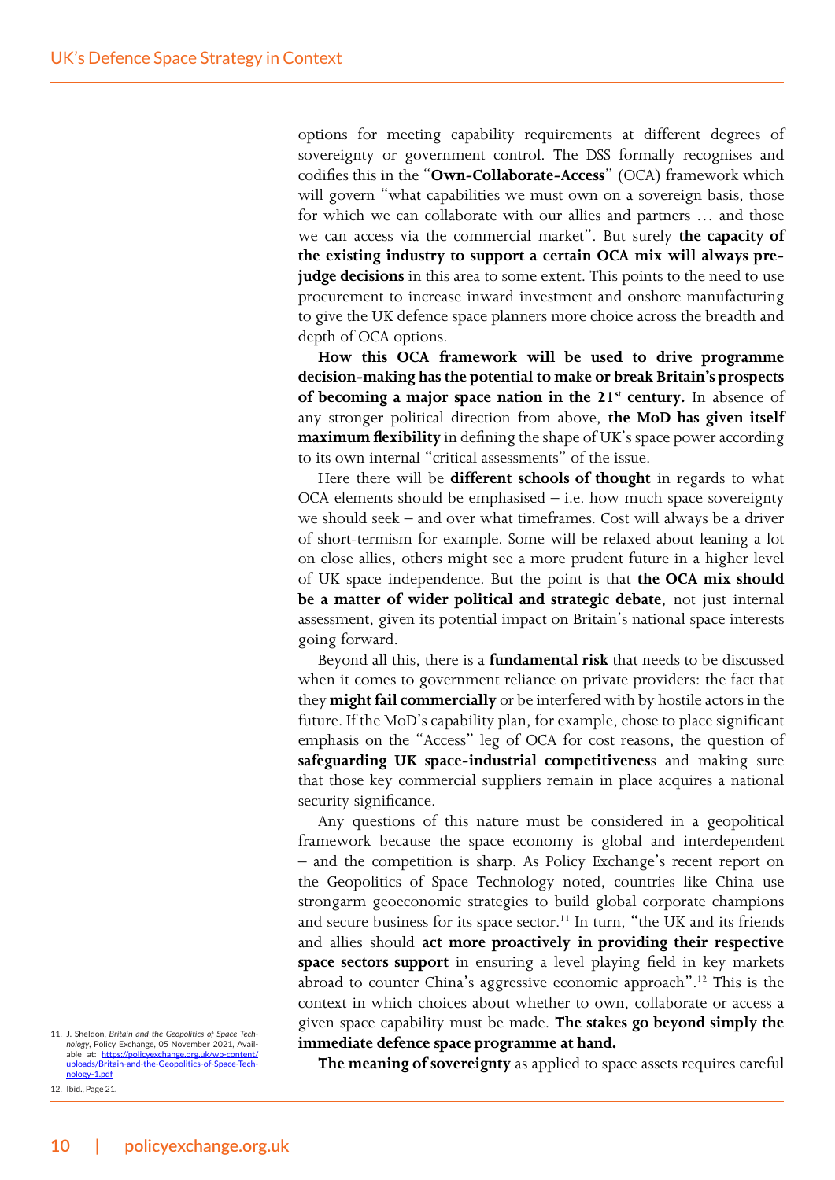options for meeting capability requirements at different degrees of sovereignty or government control. The DSS formally recognises and codifies this in the "**Own-Collaborate-Access**" (OCA) framework which will govern "what capabilities we must own on a sovereign basis, those for which we can collaborate with our allies and partners … and those we can access via the commercial market". But surely **the capacity of the existing industry to support a certain OCA mix will always pre-judge decisions** in this area to some extent. This points to the need to use procurement to increase inward investment and onshore manufacturing to give the UK defence space planners more choice across the breadth and depth of OCA options.

**How this OCA framework will be used to drive programme decision-making has the potential to make or break Britain's prospects of becoming a major space nation in the 21st century.** In absence of any stronger political direction from above, **the MoD has given itself maximum flexibility** in defining the shape of UK's space power according to its own internal "critical assessments" of the issue.

Here there will be **different schools of thought** in regards to what OCA elements should be emphasised – i.e. how much space sovereignty we should seek – and over what timeframes. Cost will always be a driver of short-termism for example. Some will be relaxed about leaning a lot on close allies, others might see a more prudent future in a higher level of UK space independence. But the point is that **the OCA mix should be a matter of wider political and strategic debate**, not just internal assessment, given its potential impact on Britain's national space interests going forward.

Beyond all this, there is a **fundamental risk** that needs to be discussed when it comes to government reliance on private providers: the fact that they **might fail commercially** or be interfered with by hostile actors in the future. If the MoD's capability plan, for example, chose to place significant emphasis on the "Access" leg of OCA for cost reasons, the question of **safeguarding UK space-industrial competitivenes**s and making sure that those key commercial suppliers remain in place acquires a national security significance.

Any questions of this nature must be considered in a geopolitical framework because the space economy is global and interdependent – and the competition is sharp. As Policy Exchange's recent report on the Geopolitics of Space Technology noted, countries like China use strongarm geoeconomic strategies to build global corporate champions and secure business for its space sector.[11] In turn, "the UK and its friends and allies should **act more proactively in providing their respective space sectors support** in ensuring a level playing field in key markets abroad to counter China's aggressive economic approach".[12] This is the context in which choices about whether to own, collaborate or access a given space capability must be made. **The stakes go beyond simply the immediate defence space programme at hand.**

**The meaning of sovereignty** as applied to space assets requires careful

11. J. Sheldon, *Britain and the Geopolitics of Space Technology*, Policy Exchange, 05 November 2021, Available at: https://policyexchange.org.uk/wp-content/uploads/Britain-and-the-Geopolitics-of-Space-Technology-1.pdf

12. Ibid., Page 21.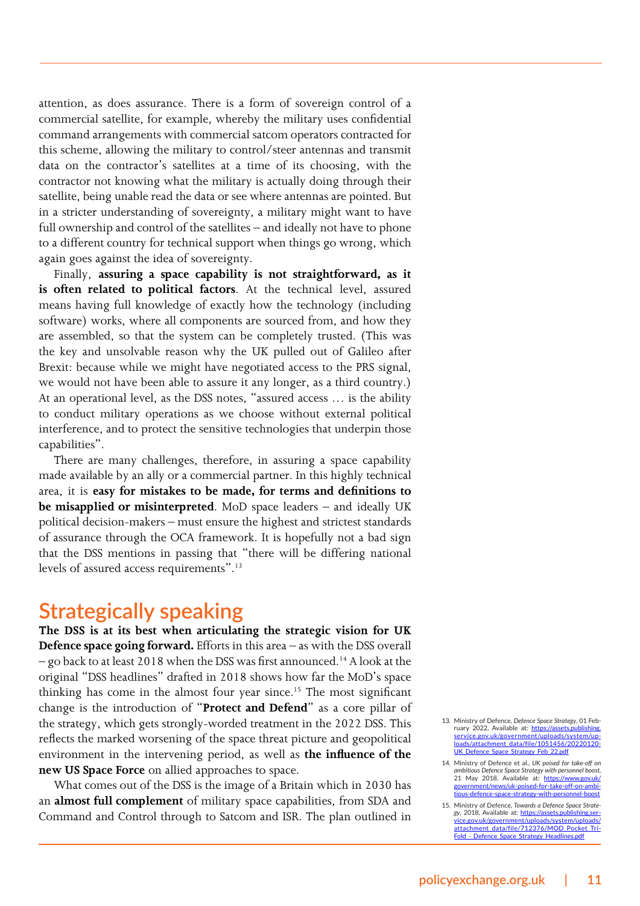attention, as does assurance. There is a form of sovereign control of a commercial satellite, for example, whereby the military uses confidential command arrangements with commercial satcom operators contracted for this scheme, allowing the military to control/steer antennas and transmit data on the contractor's satellites at a time of its choosing, with the contractor not knowing what the military is actually doing through their satellite, being unable read the data or see where antennas are pointed. But in a stricter understanding of sovereignty, a military might want to have full ownership and control of the satellites – and ideally not have to phone to a different country for technical support when things go wrong, which again goes against the idea of sovereignty.

Finally, **assuring a space capability is not straightforward, as it is often related to political factors**. At the technical level, assured means having full knowledge of exactly how the technology (including software) works, where all components are sourced from, and how they are assembled, so that the system can be completely trusted. (This was the key and unsolvable reason why the UK pulled out of Galileo after Brexit: because while we might have negotiated access to the PRS signal, we would not have been able to assure it any longer, as a third country.) At an operational level, as the DSS notes, "assured access … is the ability to conduct military operations as we choose without external political interference, and to protect the sensitive technologies that underpin those capabilities".

There are many challenges, therefore, in assuring a space capability made available by an ally or a commercial partner. In this highly technical area, it is **easy for mistakes to be made, for terms and definitions to be misapplied or misinterpreted**. MoD space leaders – and ideally UK political decision-makers – must ensure the highest and strictest standards of assurance through the OCA framework. It is hopefully not a bad sign that the DSS mentions in passing that "there will be differing national levels of assured access requirements".[13]

## Strategically speaking

**The DSS is at its best when articulating the strategic vision for UK Defence space going forward.** Efforts in this area – as with the DSS overall – go back to at least 2018 when the DSS was first announced.[14] A look at the original "DSS headlines" drafted in 2018 shows how far the MoD's space thinking has come in the almost four year since.[15] The most significant change is the introduction of "**Protect and Defend**" as a core pillar of the strategy, which gets strongly-worded treatment in the 2022 DSS. This reflects the marked worsening of the space threat picture and geopolitical environment in the intervening period, as well as **the influence of the new US Space Force** on allied approaches to space.

What comes out of the DSS is the image of a Britain which in 2030 has an **almost full complement** of military space capabilities, from SDA and Command and Control through to Satcom and ISR. The plan outlined in

13. Ministry of Defence, *Defence Space Strategy*, 01 February 2022, Available at: https://assets.publishing.service.gov.uk/government/uploads/system/uploads/attachment_data/file/1051456/20220120-UK_Defence_Space_Strategy_Feb_22.pdf

14. Ministry of Defence et al., *UK poised for take-off on ambitious Defence Space Strategy with personnel boost*, 21 May 2018, Available at: https://www.gov.uk/government/news/uk-poised-for-take-off-on-ambitious-defence-space-strategy-with-personnel-boost

15. Ministry of Defence, *Towards a Defence Space Strategy*, 2018, Available at: https://assets.publishing.service.gov.uk/government/uploads/system/uploads/attachment_data/file/712376/MOD_Pocket_Tri-Fold_-_Defence_Space_Strategy_Headlines.pdf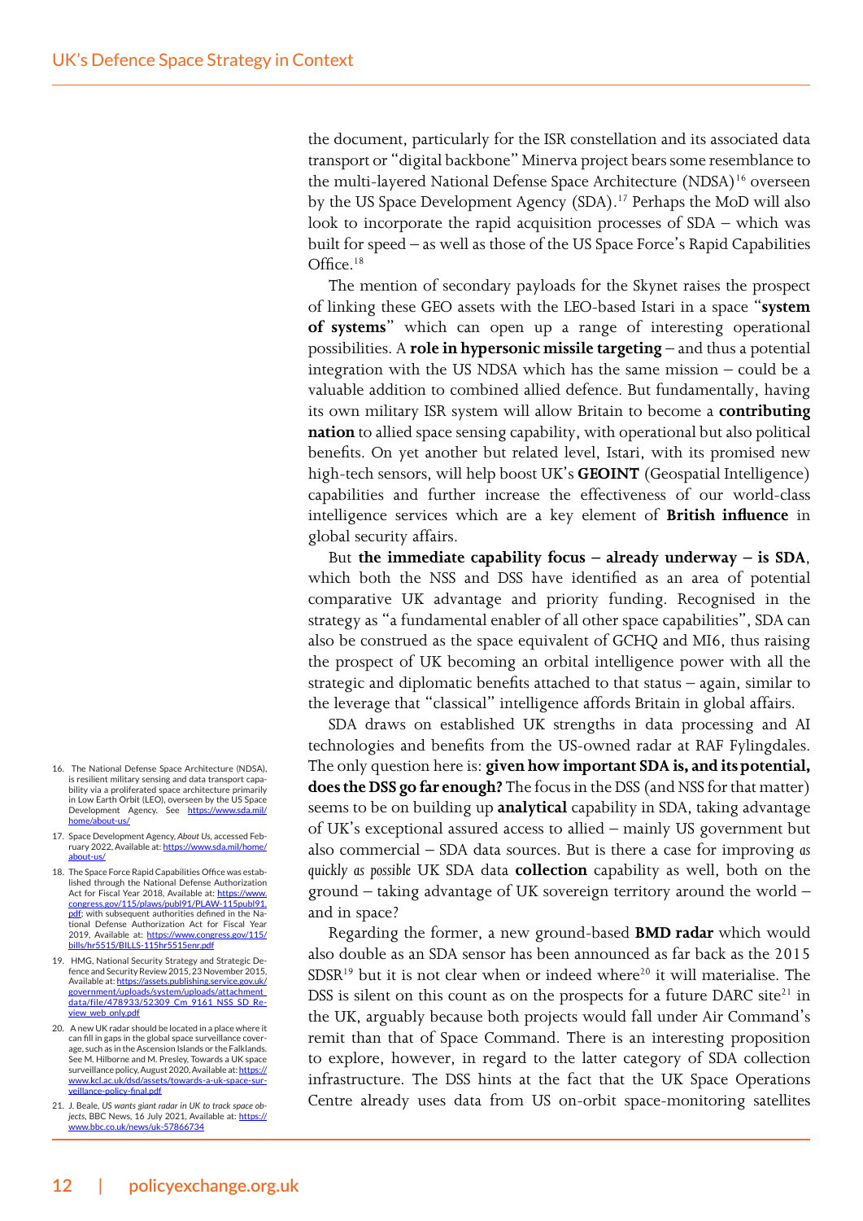the document, particularly for the ISR constellation and its associated data transport or "digital backbone" Minerva project bears some resemblance to the multi-layered National Defense Space Architecture (NDSA)[16] overseen by the US Space Development Agency (SDA).[17] Perhaps the MoD will also look to incorporate the rapid acquisition processes of SDA – which was built for speed – as well as those of the US Space Force's Rapid Capabilities Office.[18]

The mention of secondary payloads for the Skynet raises the prospect of linking these GEO assets with the LEO-based Istari in a space "**system of systems**" which can open up a range of interesting operational possibilities. A **role in hypersonic missile targeting** – and thus a potential integration with the US NDSA which has the same mission – could be a valuable addition to combined allied defence. But fundamentally, having its own military ISR system will allow Britain to become a **contributing nation** to allied space sensing capability, with operational but also political benefits. On yet another but related level, Istari, with its promised new high-tech sensors, will help boost UK's **GEOINT** (Geospatial Intelligence) capabilities and further increase the effectiveness of our world-class intelligence services which are a key element of **British influence** in global security affairs.

But **the immediate capability focus – already underway – is SDA**, which both the NSS and DSS have identified as an area of potential comparative UK advantage and priority funding. Recognised in the strategy as "a fundamental enabler of all other space capabilities", SDA can also be construed as the space equivalent of GCHQ and MI6, thus raising the prospect of UK becoming an orbital intelligence power with all the strategic and diplomatic benefits attached to that status – again, similar to the leverage that "classical" intelligence affords Britain in global affairs.

SDA draws on established UK strengths in data processing and AI technologies and benefits from the US-owned radar at RAF Fylingdales. The only question here is: **given how important SDA is, and its potential, does the DSS go far enough?** The focus in the DSS (and NSS for that matter) seems to be on building up **analytical** capability in SDA, taking advantage of UK's exceptional assured access to allied – mainly US government but also commercial – SDA data sources. But is there a case for improving *as quickly as possible* UK SDA data **collection** capability as well, both on the ground – taking advantage of UK sovereign territory around the world – and in space?

Regarding the former, a new ground-based **BMD radar** which would also double as an SDA sensor has been announced as far back as the 2015 SDSR[19] but it is not clear when or indeed where[20] it will materialise. The DSS is silent on this count as on the prospects for a future DARC site[21] in the UK, arguably because both projects would fall under Air Command's remit than that of Space Command. There is an interesting proposition to explore, however, in regard to the latter category of SDA collection infrastructure. The DSS hints at the fact that the UK Space Operations Centre already uses data from US on-orbit space-monitoring satellites

16. The National Defense Space Architecture (NDSA), is resilient military sensing and data transport capability via a proliferated space architecture primarily in Low Earth Orbit (LEO), overseen by the US Space Development Agency. See https://www.sda.mil/home/about-us/

17. Space Development Agency, *About Us*, accessed February 2022, Available at: https://www.sda.mil/home/about-us/

18. The Space Force Rapid Capabilities Office was established through the National Defense Authorization Act for Fiscal Year 2018, Available at: https://www.congress.gov/115/plaws/publ91/PLAW-115publ91.pdf; with subsequent authorities defined in the National Defense Authorization Act for Fiscal Year 2019, Available at: https://www.congress.gov/115/bills/hr5515/BILLS-115hr5515enr.pdf

19. HMG, National Security Strategy and Strategic Defence and Security Review 2015, 23 November 2015, Available at: https://assets.publishing.service.gov.uk/government/uploads/system/uploads/attachment_data/file/478933/52309_Cm_9161_NSS_SD_Review_web_only.pdf

20. A new UK radar should be located in a place where it can fill in gaps in the global space surveillance coverage, such as in the Ascension Islands or the Falklands. See M. Hilborne and M. Presley, Towards a UK space surveillance policy, August 2020, Available at: https://www.kcl.ac.uk/dsd/assets/towards-a-uk-space-surveillance-policy-final.pdf

21. J. Beale, *US wants giant radar in UK to track space objects*, BBC News, 16 July 2021, Available at: https://www.bbc.co.uk/news/uk-57866734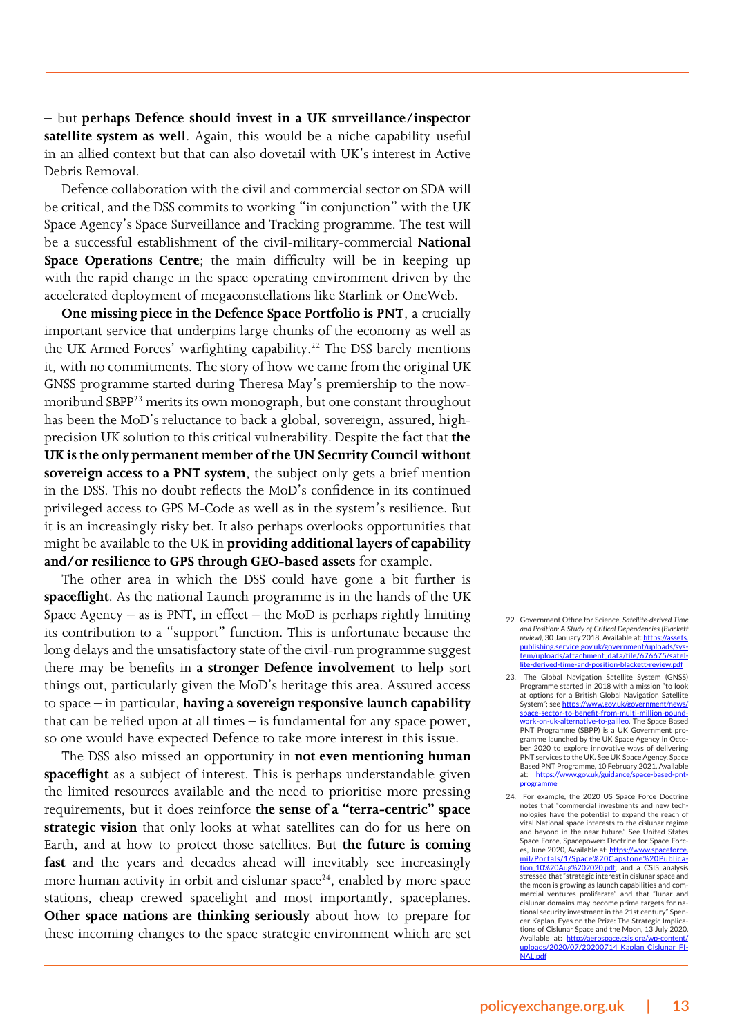– but **perhaps Defence should invest in a UK surveillance/inspector satellite system as well**. Again, this would be a niche capability useful in an allied context but that can also dovetail with UK's interest in Active Debris Removal.

Defence collaboration with the civil and commercial sector on SDA will be critical, and the DSS commits to working "in conjunction" with the UK Space Agency's Space Surveillance and Tracking programme. The test will be a successful establishment of the civil-military-commercial **National Space Operations Centre**; the main difficulty will be in keeping up with the rapid change in the space operating environment driven by the accelerated deployment of megaconstellations like Starlink or OneWeb.

**One missing piece in the Defence Space Portfolio is PNT**, a crucially important service that underpins large chunks of the economy as well as the UK Armed Forces' warfighting capability.[22] The DSS barely mentions it, with no commitments. The story of how we came from the original UK GNSS programme started during Theresa May's premiership to the now-moribund SBPP[23] merits its own monograph, but one constant throughout has been the MoD's reluctance to back a global, sovereign, assured, high-precision UK solution to this critical vulnerability. Despite the fact that **the UK is the only permanent member of the UN Security Council without sovereign access to a PNT system**, the subject only gets a brief mention in the DSS. This no doubt reflects the MoD's confidence in its continued privileged access to GPS M-Code as well as in the system's resilience. But it is an increasingly risky bet. It also perhaps overlooks opportunities that might be available to the UK in **providing additional layers of capability and/or resilience to GPS through GEO-based assets** for example.

The other area in which the DSS could have gone a bit further is **spaceflight**. As the national Launch programme is in the hands of the UK Space Agency – as is PNT, in effect – the MoD is perhaps rightly limiting its contribution to a "support" function. This is unfortunate because the long delays and the unsatisfactory state of the civil-run programme suggest there may be benefits in **a stronger Defence involvement** to help sort things out, particularly given the MoD's heritage this area. Assured access to space – in particular, **having a sovereign responsive launch capability** that can be relied upon at all times – is fundamental for any space power, so one would have expected Defence to take more interest in this issue.

The DSS also missed an opportunity in **not even mentioning human spaceflight** as a subject of interest. This is perhaps understandable given the limited resources available and the need to prioritise more pressing requirements, but it does reinforce **the sense of a "terra-centric" space strategic vision** that only looks at what satellites can do for us here on Earth, and at how to protect those satellites. But **the future is coming fast** and the years and decades ahead will inevitably see increasingly more human activity in orbit and cislunar space[24], enabled by more space stations, cheap crewed spacelight and most importantly, spaceplanes. **Other space nations are thinking seriously** about how to prepare for these incoming changes to the space strategic environment which are set

22. Government Office for Science, *Satellite-derived Time and Position: A Study of Critical Dependencies (Blackett review)*, 30 January 2018, Available at: https://assets.publishing.service.gov.uk/government/uploads/system/uploads/attachment_data/file/676675/satellite-derived-time-and-position-blackett-review.pdf

23. The Global Navigation Satellite System (GNSS) Programme started in 2018 with a mission "to look at options for a British Global Navigation Satellite System"; see https://www.gov.uk/government/news/space-sector-to-benefit-from-multi-million-pound-work-on-uk-alternative-to-galileo. The Space Based PNT Programme (SBPP) is a UK Government programme launched by the UK Space Agency in October 2020 to explore innovative ways of delivering PNT services to the UK. See UK Space Agency, Space Based PNT Programme, 10 February 2021, Available at: https://www.gov.uk/guidance/space-based-pnt-programme

24. For example, the 2020 US Space Force Doctrine notes that "commercial investments and new technologies have the potential to expand the reach of vital National space interests to the cislunar regime and beyond in the near future." See United States Space Force, Spacepower: Doctrine for Space Forces, June 2020, Available at: https://www.spaceforce.mil/Portals/1/Space%20Capstone%20Publication_10%20Aug%202020.pdf; and a CSIS analysis stressed that "strategic interest in cislunar space and the moon is growing as launch capabilities and commercial ventures proliferate" and that "lunar and cislunar domains may become prime targets for national security investment in the 21st century" Spencer Kaplan, Eyes on the Prize: The Strategic Implications of Cislunar Space and the Moon, 13 July 2020, Available at: http://aerospace.csis.org/wp-content/uploads/2020/07/20200714_Kaplan_Cislunar_FINAL.pdf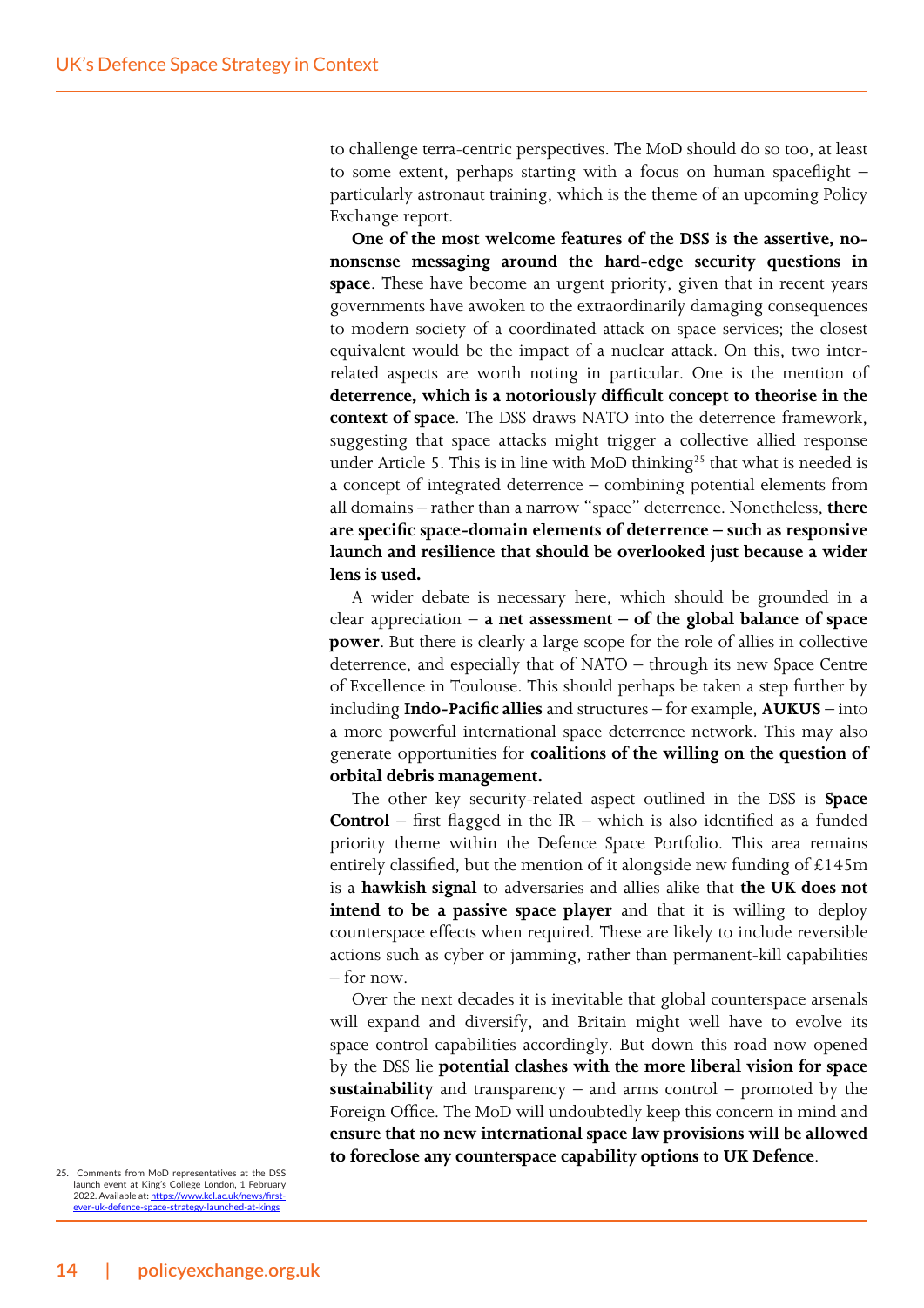to challenge terra-centric perspectives. The MoD should do so too, at least to some extent, perhaps starting with a focus on human spaceflight – particularly astronaut training, which is the theme of an upcoming Policy Exchange report.

**One of the most welcome features of the DSS is the assertive, no-nonsense messaging around the hard-edge security questions in space**. These have become an urgent priority, given that in recent years governments have awoken to the extraordinarily damaging consequences to modern society of a coordinated attack on space services; the closest equivalent would be the impact of a nuclear attack. On this, two inter-related aspects are worth noting in particular. One is the mention of **deterrence, which is a notoriously difficult concept to theorise in the context of space**. The DSS draws NATO into the deterrence framework, suggesting that space attacks might trigger a collective allied response under Article 5. This is in line with MoD thinking[25] that what is needed is a concept of integrated deterrence – combining potential elements from all domains – rather than a narrow "space" deterrence. Nonetheless, **there are specific space-domain elements of deterrence – such as responsive launch and resilience that should be overlooked just because a wider lens is used.**

A wider debate is necessary here, which should be grounded in a clear appreciation – **a net assessment – of the global balance of space power**. But there is clearly a large scope for the role of allies in collective deterrence, and especially that of NATO – through its new Space Centre of Excellence in Toulouse. This should perhaps be taken a step further by including **Indo-Pacific allies** and structures – for example, **AUKUS** – into a more powerful international space deterrence network. This may also generate opportunities for **coalitions of the willing on the question of orbital debris management.**

The other key security-related aspect outlined in the DSS is **Space Control** – first flagged in the IR – which is also identified as a funded priority theme within the Defence Space Portfolio. This area remains entirely classified, but the mention of it alongside new funding of £145m is a **hawkish signal** to adversaries and allies alike that **the UK does not intend to be a passive space player** and that it is willing to deploy counterspace effects when required. These are likely to include reversible actions such as cyber or jamming, rather than permanent-kill capabilities – for now.

Over the next decades it is inevitable that global counterspace arsenals will expand and diversify, and Britain might well have to evolve its space control capabilities accordingly. But down this road now opened by the DSS lie **potential clashes with the more liberal vision for space sustainability** and transparency – and arms control – promoted by the Foreign Office. The MoD will undoubtedly keep this concern in mind and **ensure that no new international space law provisions will be allowed to foreclose any counterspace capability options to UK Defence**.

25. Comments from MoD representatives at the DSS launch event at King's College London, 1 February 2022. Available at: https://www.kcl.ac.uk/news/first-ever-uk-defence-space-strategy-launched-at-kings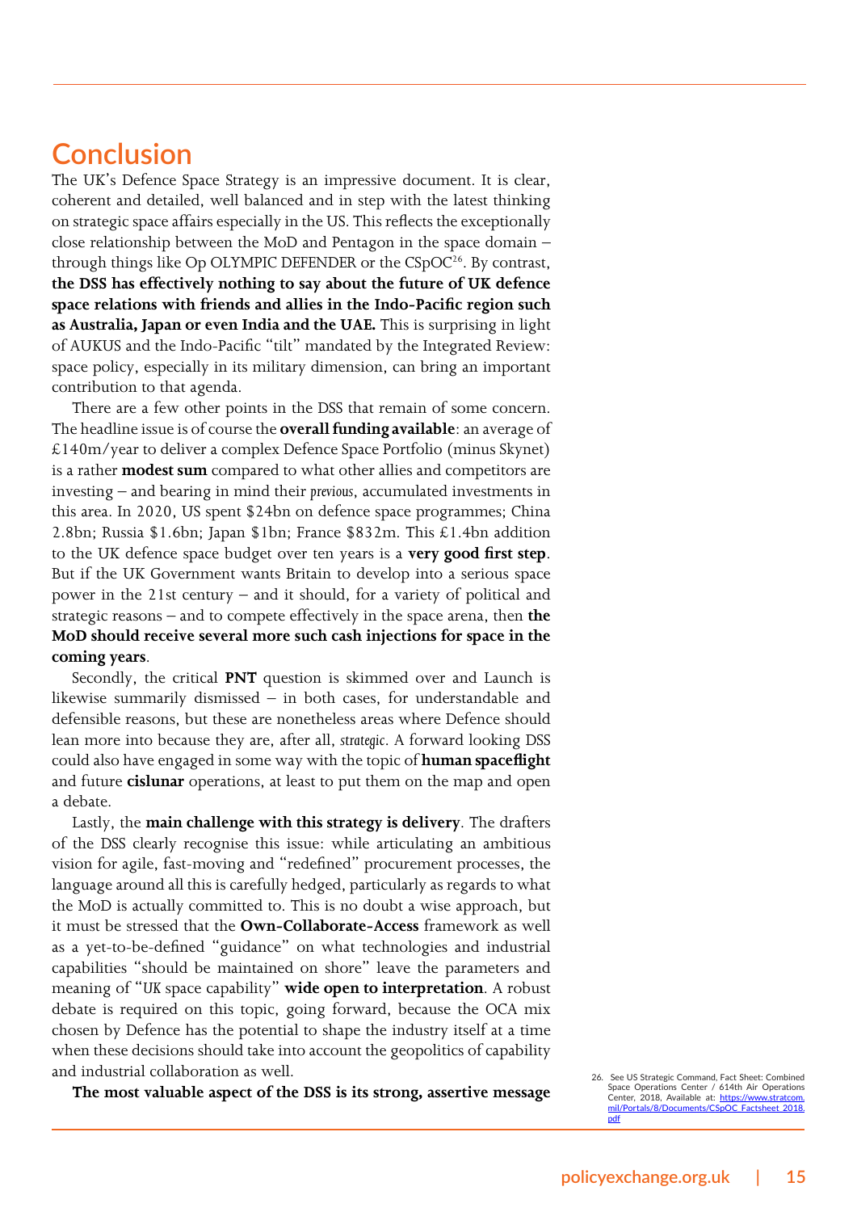## Conclusion

The UK's Defence Space Strategy is an impressive document. It is clear, coherent and detailed, well balanced and in step with the latest thinking on strategic space affairs especially in the US. This reflects the exceptionally close relationship between the MoD and Pentagon in the space domain – through things like Op OLYMPIC DEFENDER or the CSpOC[26]. By contrast, **the DSS has effectively nothing to say about the future of UK defence space relations with friends and allies in the Indo-Pacific region such as Australia, Japan or even India and the UAE.** This is surprising in light of AUKUS and the Indo-Pacific "tilt" mandated by the Integrated Review: space policy, especially in its military dimension, can bring an important contribution to that agenda.

There are a few other points in the DSS that remain of some concern. The headline issue is of course the **overall funding available**: an average of £140m/year to deliver a complex Defence Space Portfolio (minus Skynet) is a rather **modest sum** compared to what other allies and competitors are investing – and bearing in mind their *previous*, accumulated investments in this area. In 2020, US spent $24bn on defence space programmes; China 2.8bn; Russia $1.6bn; Japan $1bn; France $832m. This £1.4bn addition to the UK defence space budget over ten years is a **very good first step**. But if the UK Government wants Britain to develop into a serious space power in the 21st century – and it should, for a variety of political and strategic reasons – and to compete effectively in the space arena, then **the MoD should receive several more such cash injections for space in the coming years**.

Secondly, the critical **PNT** question is skimmed over and Launch is likewise summarily dismissed – in both cases, for understandable and defensible reasons, but these are nonetheless areas where Defence should lean more into because they are, after all, *strategic*. A forward looking DSS could also have engaged in some way with the topic of **human spaceflight** and future **cislunar** operations, at least to put them on the map and open a debate.

Lastly, the **main challenge with this strategy is delivery**. The drafters of the DSS clearly recognise this issue: while articulating an ambitious vision for agile, fast-moving and "redefined" procurement processes, the language around all this is carefully hedged, particularly as regards to what the MoD is actually committed to. This is no doubt a wise approach, but it must be stressed that the **Own-Collaborate-Access** framework as well as a yet-to-be-defined "guidance" on what technologies and industrial capabilities "should be maintained on shore" leave the parameters and meaning of "UK space capability" **wide open to interpretation**. A robust debate is required on this topic, going forward, because the OCA mix chosen by Defence has the potential to shape the industry itself at a time when these decisions should take into account the geopolitics of capability and industrial collaboration as well.

**The most valuable aspect of the DSS is its strong, assertive message**

26. See US Strategic Command, Fact Sheet: Combined Space Operations Center / 614th Air Operations Center, 2018, Available at: https://www.stratcom.mil/Portals/8/Documents/CSpOC_Factsheet_2018.pdf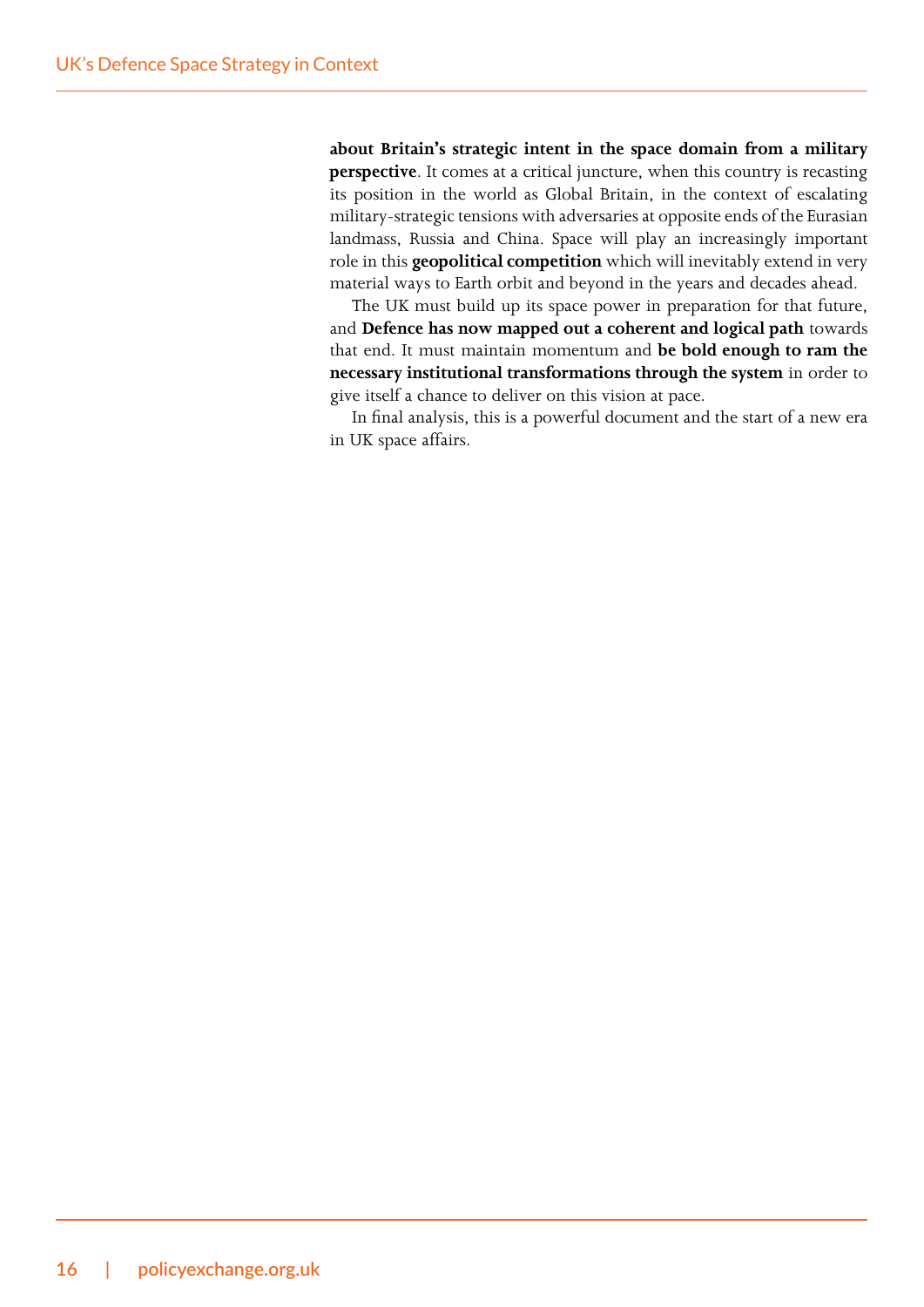**about Britain's strategic intent in the space domain from a military perspective**. It comes at a critical juncture, when this country is recasting its position in the world as Global Britain, in the context of escalating military-strategic tensions with adversaries at opposite ends of the Eurasian landmass, Russia and China. Space will play an increasingly important role in this **geopolitical competition** which will inevitably extend in very material ways to Earth orbit and beyond in the years and decades ahead.

The UK must build up its space power in preparation for that future, and **Defence has now mapped out a coherent and logical path** towards that end. It must maintain momentum and **be bold enough to ram the necessary institutional transformations through the system** in order to give itself a chance to deliver on this vision at pace.

In final analysis, this is a powerful document and the start of a new era in UK space affairs.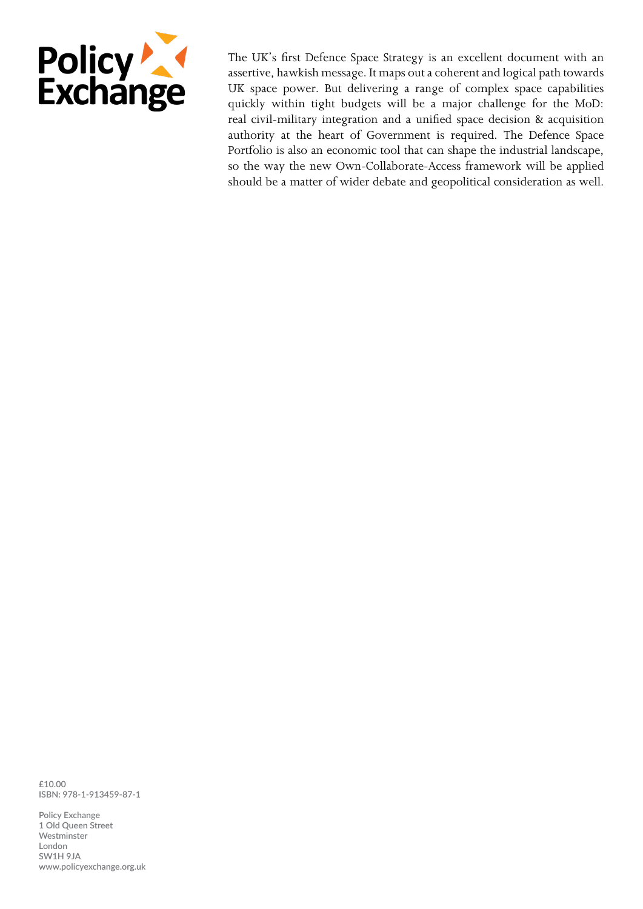Policy Exchange

The UK's first Defence Space Strategy is an excellent document with an assertive, hawkish message. It maps out a coherent and logical path towards UK space power. But delivering a range of complex space capabilities quickly within tight budgets will be a major challenge for the MoD: real civil-military integration and a unified space decision & acquisition authority at the heart of Government is required. The Defence Space Portfolio is also an economic tool that can shape the industrial landscape, so the way the new Own-Collaborate-Access framework will be applied should be a matter of wider debate and geopolitical consideration as well.

£10.00
ISBN: 978-1-913459-87-1

Policy Exchange
1 Old Queen Street
Westminster
London
SW1H 9JA
www.policyexchange.org.uk